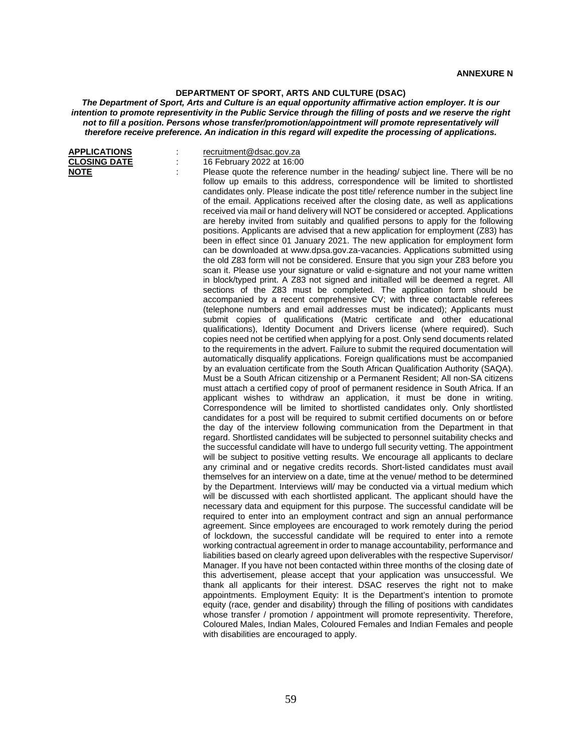**ANNEXURE N**

## DEPARTMENT OF SPORT, ARTS AND CULTURE (DSAC)

***The Department of Sport, Arts and Culture is an equal opportunity affirmative action employer. It is our intention to promote representivity in the Public Service through the filling of posts and we reserve the right not to fill a position. Persons whose transfer/promotion/appointment will promote representatively will therefore receive preference. An indication in this regard will expedite the processing of applications.***

**APPLICATIONS** : recruitment@dsac.gov.za

**CLOSING DATE** : 16 February 2022 at 16:00

**NOTE** : Please quote the reference number in the heading/ subject line. There will be no follow up emails to this address, correspondence will be limited to shortlisted candidates only. Please indicate the post title/ reference number in the subject line of the email. Applications received after the closing date, as well as applications received via mail or hand delivery will NOT be considered or accepted. Applications are hereby invited from suitably and qualified persons to apply for the following positions. Applicants are advised that a new application for employment (Z83) has been in effect since 01 January 2021. The new application for employment form can be downloaded at www.dpsa.gov.za-vacancies. Applications submitted using the old Z83 form will not be considered. Ensure that you sign your Z83 before you scan it. Please use your signature or valid e-signature and not your name written in block/typed print. A Z83 not signed and initialled will be deemed a regret. All sections of the Z83 must be completed. The application form should be accompanied by a recent comprehensive CV; with three contactable referees (telephone numbers and email addresses must be indicated); Applicants must submit copies of qualifications (Matric certificate and other educational qualifications), Identity Document and Drivers license (where required). Such copies need not be certified when applying for a post. Only send documents related to the requirements in the advert. Failure to submit the required documentation will automatically disqualify applications. Foreign qualifications must be accompanied by an evaluation certificate from the South African Qualification Authority (SAQA). Must be a South African citizenship or a Permanent Resident; All non-SA citizens must attach a certified copy of proof of permanent residence in South Africa. If an applicant wishes to withdraw an application, it must be done in writing. Correspondence will be limited to shortlisted candidates only. Only shortlisted candidates for a post will be required to submit certified documents on or before the day of the interview following communication from the Department in that regard. Shortlisted candidates will be subjected to personnel suitability checks and the successful candidate will have to undergo full security vetting. The appointment will be subject to positive vetting results. We encourage all applicants to declare any criminal and or negative credits records. Short-listed candidates must avail themselves for an interview on a date, time at the venue/ method to be determined by the Department. Interviews will/ may be conducted via a virtual medium which will be discussed with each shortlisted applicant. The applicant should have the necessary data and equipment for this purpose. The successful candidate will be required to enter into an employment contract and sign an annual performance agreement. Since employees are encouraged to work remotely during the period of lockdown, the successful candidate will be required to enter into a remote working contractual agreement in order to manage accountability, performance and liabilities based on clearly agreed upon deliverables with the respective Supervisor/ Manager. If you have not been contacted within three months of the closing date of this advertisement, please accept that your application was unsuccessful. We thank all applicants for their interest. DSAC reserves the right not to make appointments. Employment Equity: It is the Department's intention to promote equity (race, gender and disability) through the filling of positions with candidates whose transfer / promotion / appointment will promote representivity. Therefore, Coloured Males, Indian Males, Coloured Females and Indian Females and people with disabilities are encouraged to apply.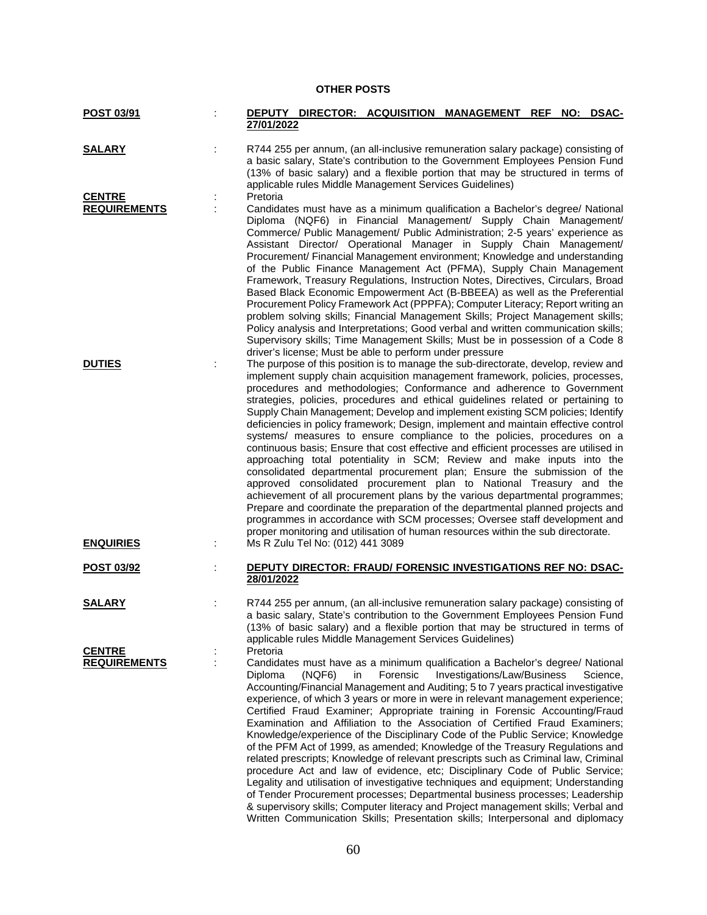**OTHER POSTS**

**POST 03/91** : **DEPUTY DIRECTOR: ACQUISITION MANAGEMENT REF NO: DSAC-27/01/2022**

**SALARY** : R744 255 per annum, (an all-inclusive remuneration salary package) consisting of a basic salary, State's contribution to the Government Employees Pension Fund (13% of basic salary) and a flexible portion that may be structured in terms of applicable rules Middle Management Services Guidelines)

**CENTRE** : Pretoria

**REQUIREMENTS** : Candidates must have as a minimum qualification a Bachelor's degree/ National Diploma (NQF6) in Financial Management/ Supply Chain Management/ Commerce/ Public Management/ Public Administration; 2-5 years' experience as Assistant Director/ Operational Manager in Supply Chain Management/ Procurement/ Financial Management environment; Knowledge and understanding of the Public Finance Management Act (PFMA), Supply Chain Management Framework, Treasury Regulations, Instruction Notes, Directives, Circulars, Broad Based Black Economic Empowerment Act (B-BBEEA) as well as the Preferential Procurement Policy Framework Act (PPPFA); Computer Literacy; Report writing an problem solving skills; Financial Management Skills; Project Management skills; Policy analysis and Interpretations; Good verbal and written communication skills; Supervisory skills; Time Management Skills; Must be in possession of a Code 8 driver's license; Must be able to perform under pressure

**DUTIES** : The purpose of this position is to manage the sub-directorate, develop, review and implement supply chain acquisition management framework, policies, processes, procedures and methodologies; Conformance and adherence to Government strategies, policies, procedures and ethical guidelines related or pertaining to Supply Chain Management; Develop and implement existing SCM policies; Identify deficiencies in policy framework; Design, implement and maintain effective control systems/ measures to ensure compliance to the policies, procedures on a continuous basis; Ensure that cost effective and efficient processes are utilised in approaching total potentiality in SCM; Review and make inputs into the consolidated departmental procurement plan; Ensure the submission of the approved consolidated procurement plan to National Treasury and the achievement of all procurement plans by the various departmental programmes; Prepare and coordinate the preparation of the departmental planned projects and programmes in accordance with SCM processes; Oversee staff development and proper monitoring and utilisation of human resources within the sub directorate.

**ENQUIRIES** : Ms R Zulu Tel No: (012) 441 3089

**POST 03/92** : **DEPUTY DIRECTOR: FRAUD/ FORENSIC INVESTIGATIONS REF NO: DSAC-28/01/2022**

**SALARY** : R744 255 per annum, (an all-inclusive remuneration salary package) consisting of a basic salary, State's contribution to the Government Employees Pension Fund (13% of basic salary) and a flexible portion that may be structured in terms of applicable rules Middle Management Services Guidelines)

**CENTRE** : Pretoria

**REQUIREMENTS** : Candidates must have as a minimum qualification a Bachelor's degree/ National Diploma (NQF6) in Forensic Investigations/Law/Business Science, Accounting/Financial Management and Auditing; 5 to 7 years practical investigative experience, of which 3 years or more in were in relevant management experience; Certified Fraud Examiner; Appropriate training in Forensic Accounting/Fraud Examination and Affiliation to the Association of Certified Fraud Examiners; Knowledge/experience of the Disciplinary Code of the Public Service; Knowledge of the PFM Act of 1999, as amended; Knowledge of the Treasury Regulations and related prescripts; Knowledge of relevant prescripts such as Criminal law, Criminal procedure Act and law of evidence, etc; Disciplinary Code of Public Service; Legality and utilisation of investigative techniques and equipment; Understanding of Tender Procurement processes; Departmental business processes; Leadership & supervisory skills; Computer literacy and Project management skills; Verbal and Written Communication Skills; Presentation skills; Interpersonal and diplomacy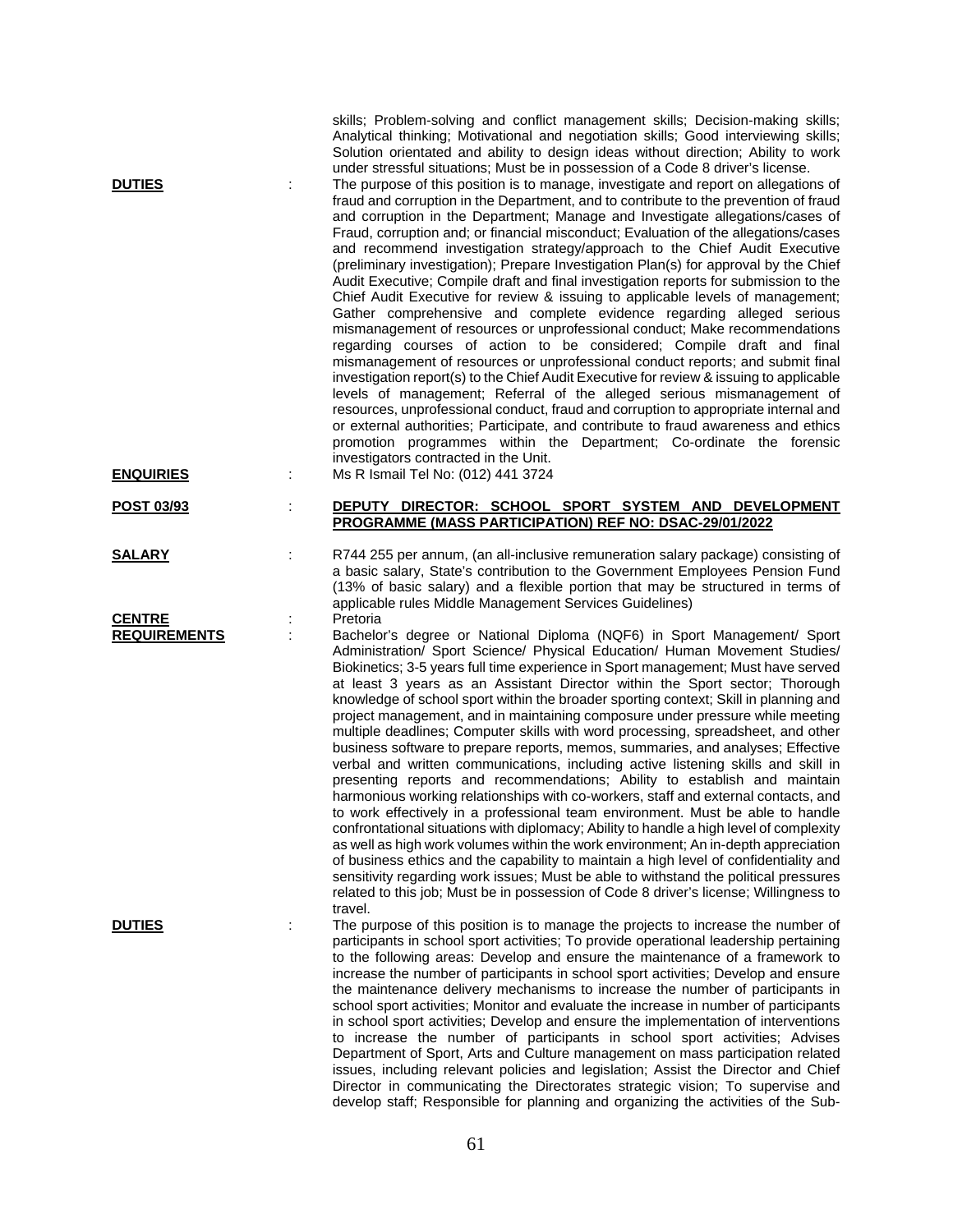skills; Problem-solving and conflict management skills; Decision-making skills; Analytical thinking; Motivational and negotiation skills; Good interviewing skills; Solution orientated and ability to design ideas without direction; Ability to work under stressful situations; Must be in possession of a Code 8 driver's license.

**DUTIES** : The purpose of this position is to manage, investigate and report on allegations of fraud and corruption in the Department, and to contribute to the prevention of fraud and corruption in the Department; Manage and Investigate allegations/cases of Fraud, corruption and; or financial misconduct; Evaluation of the allegations/cases and recommend investigation strategy/approach to the Chief Audit Executive (preliminary investigation); Prepare Investigation Plan(s) for approval by the Chief Audit Executive; Compile draft and final investigation reports for submission to the Chief Audit Executive for review & issuing to applicable levels of management; Gather comprehensive and complete evidence regarding alleged serious mismanagement of resources or unprofessional conduct; Make recommendations regarding courses of action to be considered; Compile draft and final mismanagement of resources or unprofessional conduct reports; and submit final investigation report(s) to the Chief Audit Executive for review & issuing to applicable levels of management; Referral of the alleged serious mismanagement of resources, unprofessional conduct, fraud and corruption to appropriate internal and or external authorities; Participate, and contribute to fraud awareness and ethics promotion programmes within the Department; Co-ordinate the forensic investigators contracted in the Unit.

**ENQUIRIES** : Ms R Ismail Tel No: (012) 441 3724

**POST 03/93** : **DEPUTY DIRECTOR: SCHOOL SPORT SYSTEM AND DEVELOPMENT PROGRAMME (MASS PARTICIPATION) REF NO: DSAC-29/01/2022**

**SALARY** : R744 255 per annum, (an all-inclusive remuneration salary package) consisting of a basic salary, State's contribution to the Government Employees Pension Fund (13% of basic salary) and a flexible portion that may be structured in terms of applicable rules Middle Management Services Guidelines)

**CENTRE** : Pretoria

**REQUIREMENTS** : Bachelor's degree or National Diploma (NQF6) in Sport Management/ Sport Administration/ Sport Science/ Physical Education/ Human Movement Studies/ Biokinetics; 3-5 years full time experience in Sport management; Must have served at least 3 years as an Assistant Director within the Sport sector; Thorough knowledge of school sport within the broader sporting context; Skill in planning and project management, and in maintaining composure under pressure while meeting multiple deadlines; Computer skills with word processing, spreadsheet, and other business software to prepare reports, memos, summaries, and analyses; Effective verbal and written communications, including active listening skills and skill in presenting reports and recommendations; Ability to establish and maintain harmonious working relationships with co-workers, staff and external contacts, and to work effectively in a professional team environment. Must be able to handle confrontational situations with diplomacy; Ability to handle a high level of complexity as well as high work volumes within the work environment; An in-depth appreciation of business ethics and the capability to maintain a high level of confidentiality and sensitivity regarding work issues; Must be able to withstand the political pressures related to this job; Must be in possession of Code 8 driver's license; Willingness to travel.

**DUTIES** : The purpose of this position is to manage the projects to increase the number of participants in school sport activities; To provide operational leadership pertaining to the following areas: Develop and ensure the maintenance of a framework to increase the number of participants in school sport activities; Develop and ensure the maintenance delivery mechanisms to increase the number of participants in school sport activities; Monitor and evaluate the increase in number of participants in school sport activities; Develop and ensure the implementation of interventions to increase the number of participants in school sport activities; Advises Department of Sport, Arts and Culture management on mass participation related issues, including relevant policies and legislation; Assist the Director and Chief Director in communicating the Directorates strategic vision; To supervise and develop staff; Responsible for planning and organizing the activities of the Sub-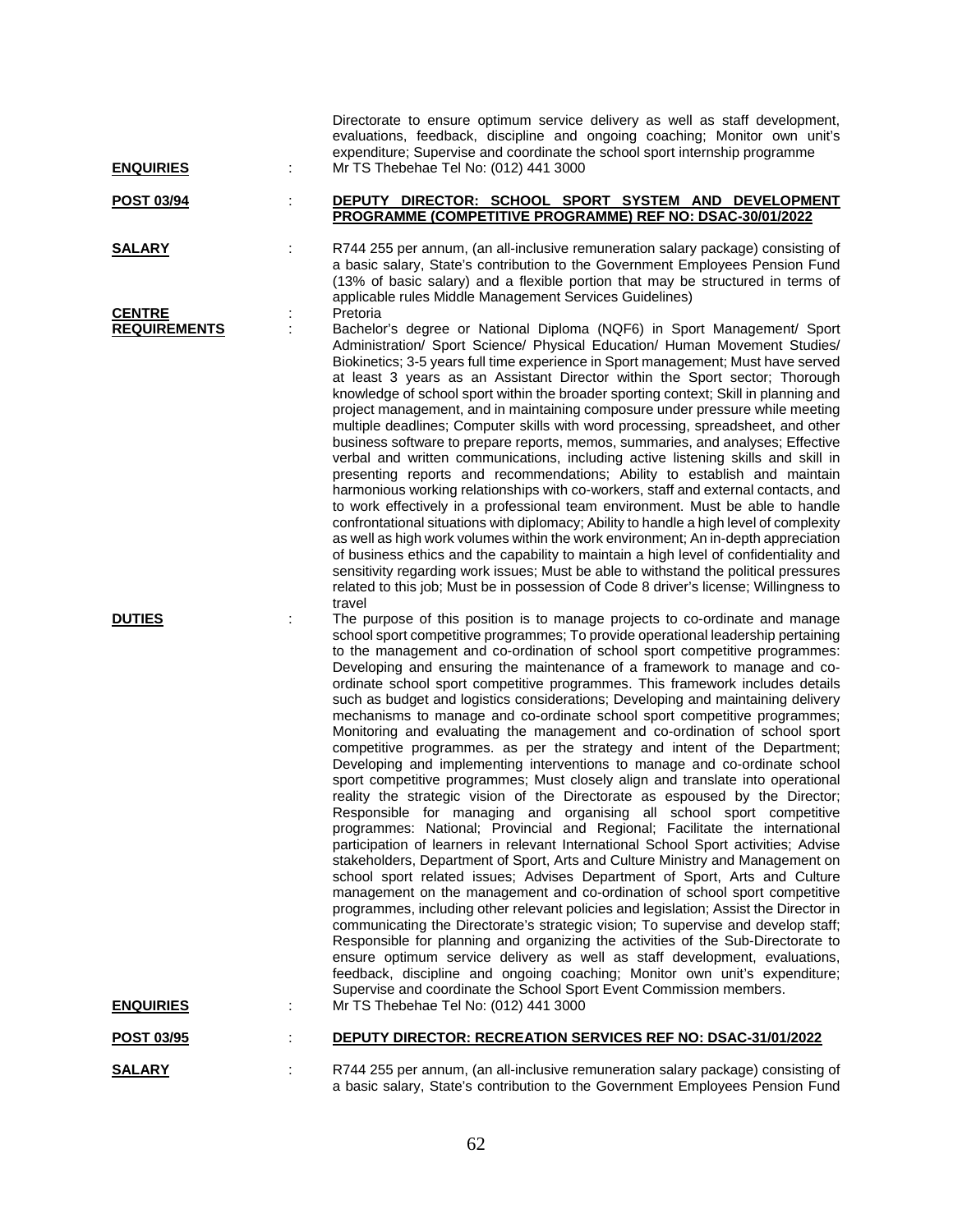Directorate to ensure optimum service delivery as well as staff development, evaluations, feedback, discipline and ongoing coaching; Monitor own unit's expenditure; Supervise and coordinate the school sport internship programme

**ENQUIRIES** : Mr TS Thebehae Tel No: (012) 441 3000

**POST 03/94** : **DEPUTY DIRECTOR: SCHOOL SPORT SYSTEM AND DEVELOPMENT PROGRAMME (COMPETITIVE PROGRAMME) REF NO: DSAC-30/01/2022**

**SALARY** : R744 255 per annum, (an all-inclusive remuneration salary package) consisting of a basic salary, State's contribution to the Government Employees Pension Fund (13% of basic salary) and a flexible portion that may be structured in terms of applicable rules Middle Management Services Guidelines)

**CENTRE** : Pretoria

**REQUIREMENTS** : Bachelor's degree or National Diploma (NQF6) in Sport Management/ Sport Administration/ Sport Science/ Physical Education/ Human Movement Studies/ Biokinetics; 3-5 years full time experience in Sport management; Must have served at least 3 years as an Assistant Director within the Sport sector; Thorough knowledge of school sport within the broader sporting context; Skill in planning and project management, and in maintaining composure under pressure while meeting multiple deadlines; Computer skills with word processing, spreadsheet, and other business software to prepare reports, memos, summaries, and analyses; Effective verbal and written communications, including active listening skills and skill in presenting reports and recommendations; Ability to establish and maintain harmonious working relationships with co-workers, staff and external contacts, and to work effectively in a professional team environment. Must be able to handle confrontational situations with diplomacy; Ability to handle a high level of complexity as well as high work volumes within the work environment; An in-depth appreciation of business ethics and the capability to maintain a high level of confidentiality and sensitivity regarding work issues; Must be able to withstand the political pressures related to this job; Must be in possession of Code 8 driver's license; Willingness to travel

**DUTIES** : The purpose of this position is to manage projects to co-ordinate and manage school sport competitive programmes; To provide operational leadership pertaining to the management and co-ordination of school sport competitive programmes: Developing and ensuring the maintenance of a framework to manage and co-ordinate school sport competitive programmes. This framework includes details such as budget and logistics considerations; Developing and maintaining delivery mechanisms to manage and co-ordinate school sport competitive programmes; Monitoring and evaluating the management and co-ordination of school sport competitive programmes. as per the strategy and intent of the Department; Developing and implementing interventions to manage and co-ordinate school sport competitive programmes; Must closely align and translate into operational reality the strategic vision of the Directorate as espoused by the Director; Responsible for managing and organising all school sport competitive programmes: National; Provincial and Regional; Facilitate the international participation of learners in relevant International School Sport activities; Advise stakeholders, Department of Sport, Arts and Culture Ministry and Management on school sport related issues; Advises Department of Sport, Arts and Culture management on the management and co-ordination of school sport competitive programmes, including other relevant policies and legislation; Assist the Director in communicating the Directorate's strategic vision; To supervise and develop staff; Responsible for planning and organizing the activities of the Sub-Directorate to ensure optimum service delivery as well as staff development, evaluations, feedback, discipline and ongoing coaching; Monitor own unit's expenditure; Supervise and coordinate the School Sport Event Commission members.

**ENQUIRIES** : Mr TS Thebehae Tel No: (012) 441 3000

**POST 03/95** : **DEPUTY DIRECTOR: RECREATION SERVICES REF NO: DSAC-31/01/2022**

**SALARY** : R744 255 per annum, (an all-inclusive remuneration salary package) consisting of a basic salary, State's contribution to the Government Employees Pension Fund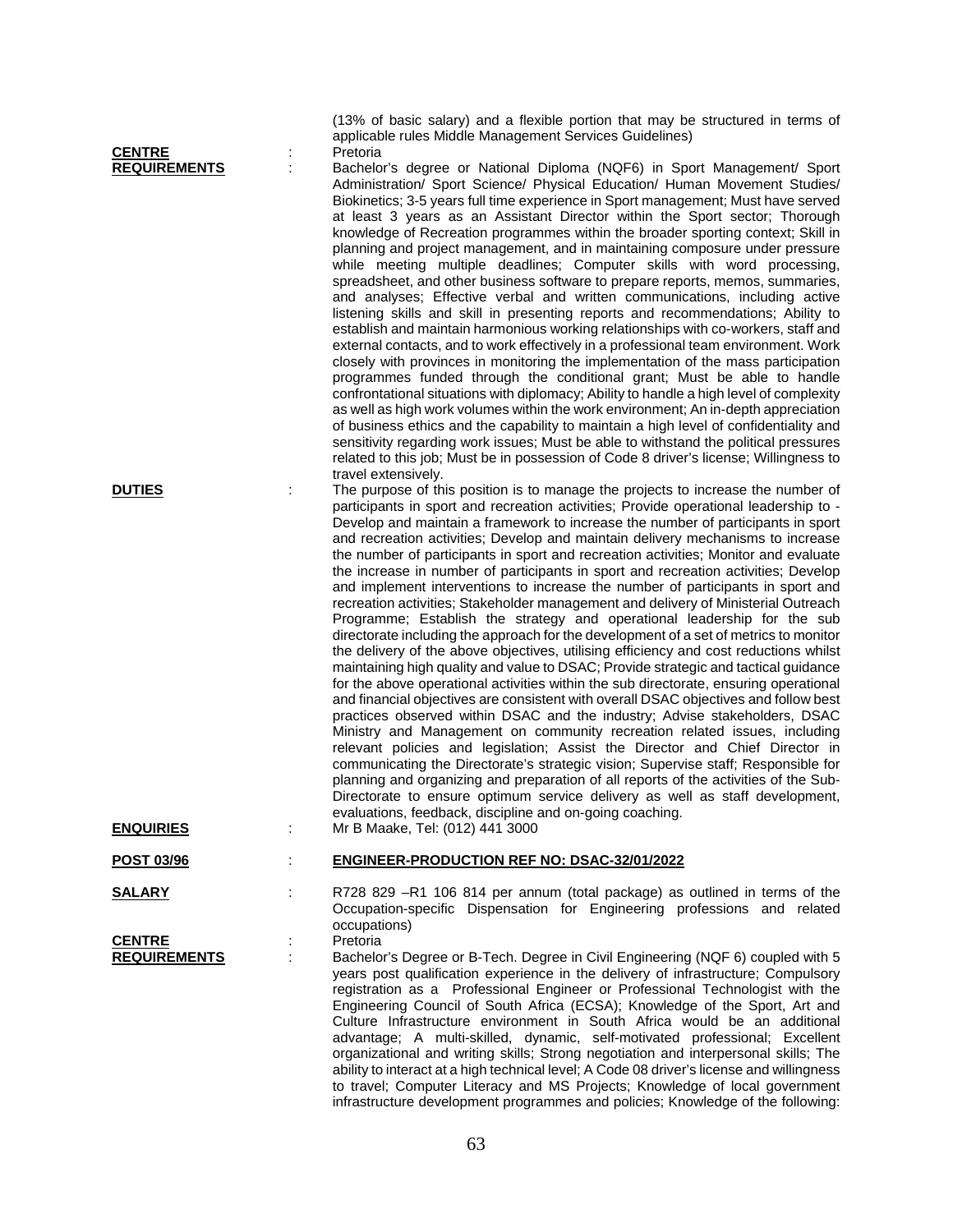(13% of basic salary) and a flexible portion that may be structured in terms of applicable rules Middle Management Services Guidelines)

**CENTRE** : Pretoria

**REQUIREMENTS** : Bachelor's degree or National Diploma (NQF6) in Sport Management/ Sport Administration/ Sport Science/ Physical Education/ Human Movement Studies/ Biokinetics; 3-5 years full time experience in Sport management; Must have served at least 3 years as an Assistant Director within the Sport sector; Thorough knowledge of Recreation programmes within the broader sporting context; Skill in planning and project management, and in maintaining composure under pressure while meeting multiple deadlines; Computer skills with word processing, spreadsheet, and other business software to prepare reports, memos, summaries, and analyses; Effective verbal and written communications, including active listening skills and skill in presenting reports and recommendations; Ability to establish and maintain harmonious working relationships with co-workers, staff and external contacts, and to work effectively in a professional team environment. Work closely with provinces in monitoring the implementation of the mass participation programmes funded through the conditional grant; Must be able to handle confrontational situations with diplomacy; Ability to handle a high level of complexity as well as high work volumes within the work environment; An in-depth appreciation of business ethics and the capability to maintain a high level of confidentiality and sensitivity regarding work issues; Must be able to withstand the political pressures related to this job; Must be in possession of Code 8 driver's license; Willingness to travel extensively.

**DUTIES** : The purpose of this position is to manage the projects to increase the number of participants in sport and recreation activities; Provide operational leadership to - Develop and maintain a framework to increase the number of participants in sport and recreation activities; Develop and maintain delivery mechanisms to increase the number of participants in sport and recreation activities; Monitor and evaluate the increase in number of participants in sport and recreation activities; Develop and implement interventions to increase the number of participants in sport and recreation activities; Stakeholder management and delivery of Ministerial Outreach Programme; Establish the strategy and operational leadership for the sub directorate including the approach for the development of a set of metrics to monitor the delivery of the above objectives, utilising efficiency and cost reductions whilst maintaining high quality and value to DSAC; Provide strategic and tactical guidance for the above operational activities within the sub directorate, ensuring operational and financial objectives are consistent with overall DSAC objectives and follow best practices observed within DSAC and the industry; Advise stakeholders, DSAC Ministry and Management on community recreation related issues, including relevant policies and legislation; Assist the Director and Chief Director in communicating the Directorate's strategic vision; Supervise staff; Responsible for planning and organizing and preparation of all reports of the activities of the Sub-Directorate to ensure optimum service delivery as well as staff development, evaluations, feedback, discipline and on-going coaching.

**ENQUIRIES** : Mr B Maake, Tel: (012) 441 3000

**POST 03/96** : **ENGINEER-PRODUCTION REF NO: DSAC-32/01/2022**

**SALARY** : R728 829 –R1 106 814 per annum (total package) as outlined in terms of the Occupation-specific Dispensation for Engineering professions and related occupations)

**CENTRE** : Pretoria

**REQUIREMENTS** : Bachelor's Degree or B-Tech. Degree in Civil Engineering (NQF 6) coupled with 5 years post qualification experience in the delivery of infrastructure; Compulsory registration as a Professional Engineer or Professional Technologist with the Engineering Council of South Africa (ECSA); Knowledge of the Sport, Art and Culture Infrastructure environment in South Africa would be an additional advantage; A multi-skilled, dynamic, self-motivated professional; Excellent organizational and writing skills; Strong negotiation and interpersonal skills; The ability to interact at a high technical level; A Code 08 driver's license and willingness to travel; Computer Literacy and MS Projects; Knowledge of local government infrastructure development programmes and policies; Knowledge of the following: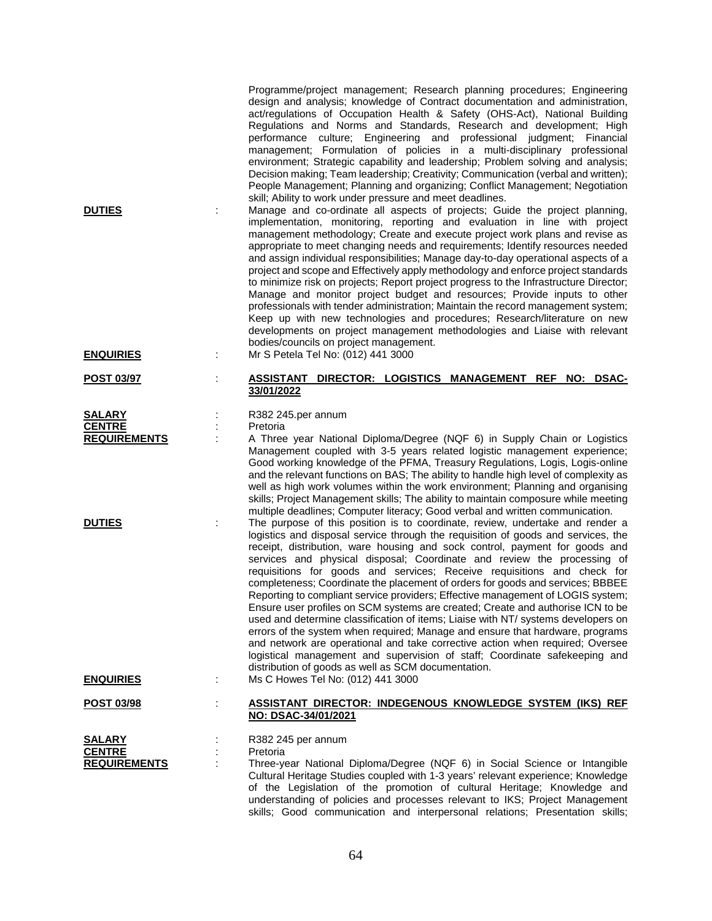Programme/project management; Research planning procedures; Engineering design and analysis; knowledge of Contract documentation and administration, act/regulations of Occupation Health & Safety (OHS-Act), National Building Regulations and Norms and Standards, Research and development; High performance culture; Engineering and professional judgment; Financial management; Formulation of policies in a multi-disciplinary professional environment; Strategic capability and leadership; Problem solving and analysis; Decision making; Team leadership; Creativity; Communication (verbal and written); People Management; Planning and organizing; Conflict Management; Negotiation skill; Ability to work under pressure and meet deadlines.

**DUTIES** : Manage and co-ordinate all aspects of projects; Guide the project planning, implementation, monitoring, reporting and evaluation in line with project management methodology; Create and execute project work plans and revise as appropriate to meet changing needs and requirements; Identify resources needed and assign individual responsibilities; Manage day-to-day operational aspects of a project and scope and Effectively apply methodology and enforce project standards to minimize risk on projects; Report project progress to the Infrastructure Director; Manage and monitor project budget and resources; Provide inputs to other professionals with tender administration; Maintain the record management system; Keep up with new technologies and procedures; Research/literature on new developments on project management methodologies and Liaise with relevant bodies/councils on project management.

**ENQUIRIES** : Mr S Petela Tel No: (012) 441 3000

**POST 03/97** : **ASSISTANT DIRECTOR: LOGISTICS MANAGEMENT REF NO: DSAC-33/01/2022**

**SALARY** : R382 245.per annum

**CENTRE** : Pretoria

**REQUIREMENTS** : A Three year National Diploma/Degree (NQF 6) in Supply Chain or Logistics Management coupled with 3-5 years related logistic management experience; Good working knowledge of the PFMA, Treasury Regulations, Logis, Logis-online and the relevant functions on BAS; The ability to handle high level of complexity as well as high work volumes within the work environment; Planning and organising skills; Project Management skills; The ability to maintain composure while meeting multiple deadlines; Computer literacy; Good verbal and written communication.

**DUTIES** : The purpose of this position is to coordinate, review, undertake and render a logistics and disposal service through the requisition of goods and services, the receipt, distribution, ware housing and sock control, payment for goods and services and physical disposal; Coordinate and review the processing of requisitions for goods and services; Receive requisitions and check for completeness; Coordinate the placement of orders for goods and services; BBBEE Reporting to compliant service providers; Effective management of LOGIS system; Ensure user profiles on SCM systems are created; Create and authorise ICN to be used and determine classification of items; Liaise with NT/ systems developers on errors of the system when required; Manage and ensure that hardware, programs and network are operational and take corrective action when required; Oversee logistical management and supervision of staff; Coordinate safekeeping and distribution of goods as well as SCM documentation.

**ENQUIRIES** : Ms C Howes Tel No: (012) 441 3000

**POST 03/98** : **ASSISTANT DIRECTOR: INDEGENOUS KNOWLEDGE SYSTEM (IKS) REF NO: DSAC-34/01/2021**

**SALARY** : R382 245 per annum

**CENTRE** : Pretoria

**REQUIREMENTS** : Three-year National Diploma/Degree (NQF 6) in Social Science or Intangible Cultural Heritage Studies coupled with 1-3 years' relevant experience; Knowledge of the Legislation of the promotion of cultural Heritage; Knowledge and understanding of policies and processes relevant to IKS; Project Management skills; Good communication and interpersonal relations; Presentation skills;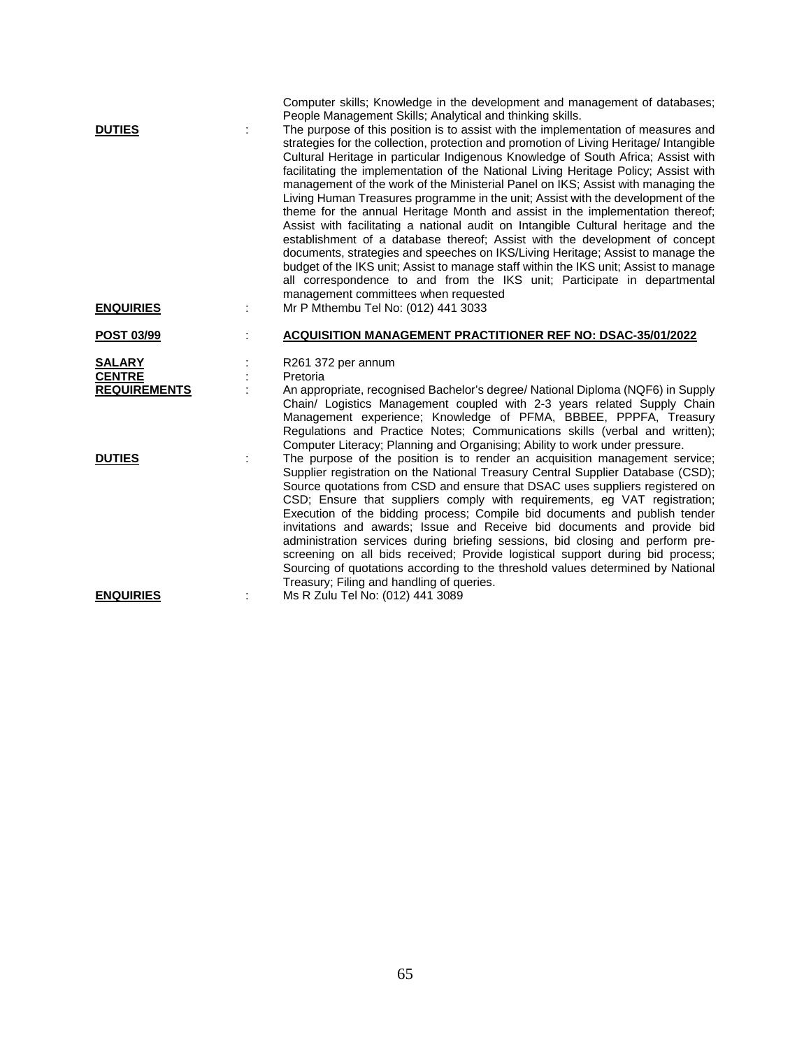Computer skills; Knowledge in the development and management of databases; People Management Skills; Analytical and thinking skills.

**DUTIES** : The purpose of this position is to assist with the implementation of measures and strategies for the collection, protection and promotion of Living Heritage/ Intangible Cultural Heritage in particular Indigenous Knowledge of South Africa; Assist with facilitating the implementation of the National Living Heritage Policy; Assist with management of the work of the Ministerial Panel on IKS; Assist with managing the Living Human Treasures programme in the unit; Assist with the development of the theme for the annual Heritage Month and assist in the implementation thereof; Assist with facilitating a national audit on Intangible Cultural heritage and the establishment of a database thereof; Assist with the development of concept documents, strategies and speeches on IKS/Living Heritage; Assist to manage the budget of the IKS unit; Assist to manage staff within the IKS unit; Assist to manage all correspondence to and from the IKS unit; Participate in departmental management committees when requested

**ENQUIRIES** : Mr P Mthembu Tel No: (012) 441 3033

**POST 03/99** : **ACQUISITION MANAGEMENT PRACTITIONER REF NO: DSAC-35/01/2022**

**SALARY** : R261 372 per annum

**CENTRE** : Pretoria

**REQUIREMENTS** : An appropriate, recognised Bachelor's degree/ National Diploma (NQF6) in Supply Chain/ Logistics Management coupled with 2-3 years related Supply Chain Management experience; Knowledge of PFMA, BBBEE, PPPFA, Treasury Regulations and Practice Notes; Communications skills (verbal and written); Computer Literacy; Planning and Organising; Ability to work under pressure.

**DUTIES** : The purpose of the position is to render an acquisition management service; Supplier registration on the National Treasury Central Supplier Database (CSD); Source quotations from CSD and ensure that DSAC uses suppliers registered on CSD; Ensure that suppliers comply with requirements, eg VAT registration; Execution of the bidding process; Compile bid documents and publish tender invitations and awards; Issue and Receive bid documents and provide bid administration services during briefing sessions, bid closing and perform pre-screening on all bids received; Provide logistical support during bid process; Sourcing of quotations according to the threshold values determined by National Treasury; Filing and handling of queries.

**ENQUIRIES** : Ms R Zulu Tel No: (012) 441 3089